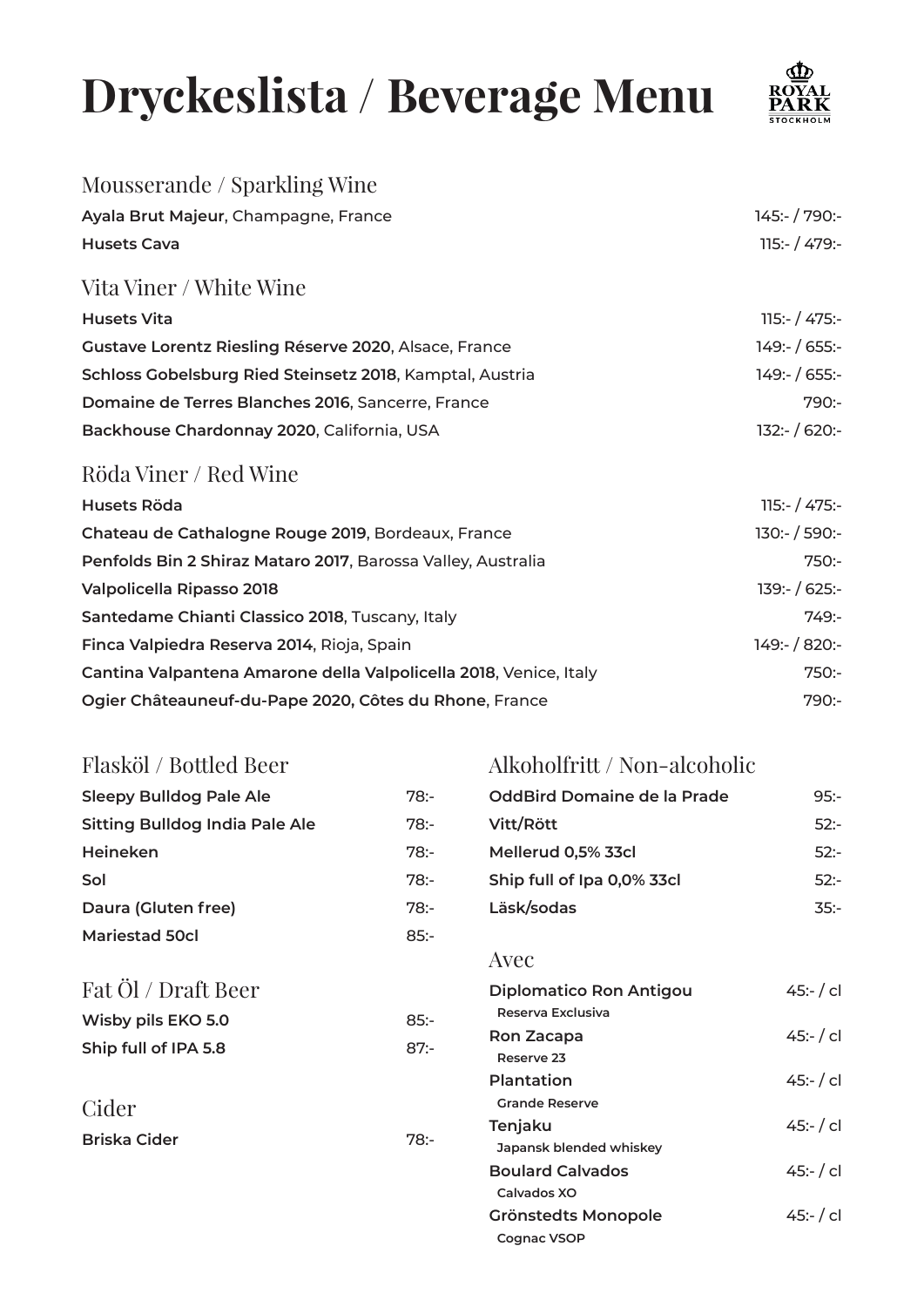# Dryckeslista / Beverage Menu

ROYAL PARK STOCKHOLM

## Mousserande / Sparkling Wine

| | |
|---|---|
| **Ayala Brut Majeur**, Champagne, France | 145:- / 790:- |
| **Husets Cava** | 115:- / 479:- |

## Vita Viner / White Wine

| | |
|---|---|
| **Husets Vita** | 115:- / 475:- |
| **Gustave Lorentz Riesling Réserve 2020**, Alsace, France | 149:- / 655:- |
| **Schloss Gobelsburg Ried Steinsetz 2018**, Kamptal, Austria | 149:- / 655:- |
| **Domaine de Terres Blanches 2016**, Sancerre, France | 790:- |
| **Backhouse Chardonnay 2020**, California, USA | 132:- / 620:- |

## Röda Viner / Red Wine

| | |
|---|---|
| **Husets Röda** | 115:- / 475:- |
| **Chateau de Cathalogne Rouge 2019**, Bordeaux, France | 130:- / 590:- |
| **Penfolds Bin 2 Shiraz Mataro 2017**, Barossa Valley, Australia | 750:- |
| **Valpolicella Ripasso 2018** | 139:- / 625:- |
| **Santedame Chianti Classico 2018**, Tuscany, Italy | 749:- |
| **Finca Valpiedra Reserva 2014**, Rioja, Spain | 149:- / 820:- |
| **Cantina Valpantena Amarone della Valpolicella 2018**, Venice, Italy | 750:- |
| **Ogier Châteauneuf-du-Pape 2020, Côtes du Rhone**, France | 790:- |

## Flasköl / Bottled Beer

| | |
|---|---|
| **Sleepy Bulldog Pale Ale** | 78:- |
| **Sitting Bulldog India Pale Ale** | 78:- |
| **Heineken** | 78:- |
| **Sol** | 78:- |
| **Daura (Gluten free)** | 78:- |
| **Mariestad 50cl** | 85:- |

## Fat Öl / Draft Beer

| | |
|---|---|
| **Wisby pils EKO 5.0** | 85:- |
| **Ship full of IPA 5.8** | 87:- |

## Cider

| | |
|---|---|
| **Briska Cider** | 78:- |

## Alkoholfritt / Non-alcoholic

| | |
|---|---|
| **OddBird Domaine de la Prade** | 95:- |
| **Vitt/Rött** | 52:- |
| **Mellerud 0,5% 33cl** | 52:- |
| **Ship full of Ipa 0,0% 33cl** | 52:- |
| **Läsk/sodas** | 35:- |

## Avec

| | |
|---|---|
| **Diplomatico Ron Antigou** Reserva Exclusiva | 45:- / cl |
| **Ron Zacapa** Reserve 23 | 45:- / cl |
| **Plantation** Grande Reserve | 45:- / cl |
| **Tenjaku** Japansk blended whiskey | 45:- / cl |
| **Boulard Calvados** Calvados XO | 45:- / cl |
| **Grönstedts Monopole** Cognac VSOP | 45:- / cl |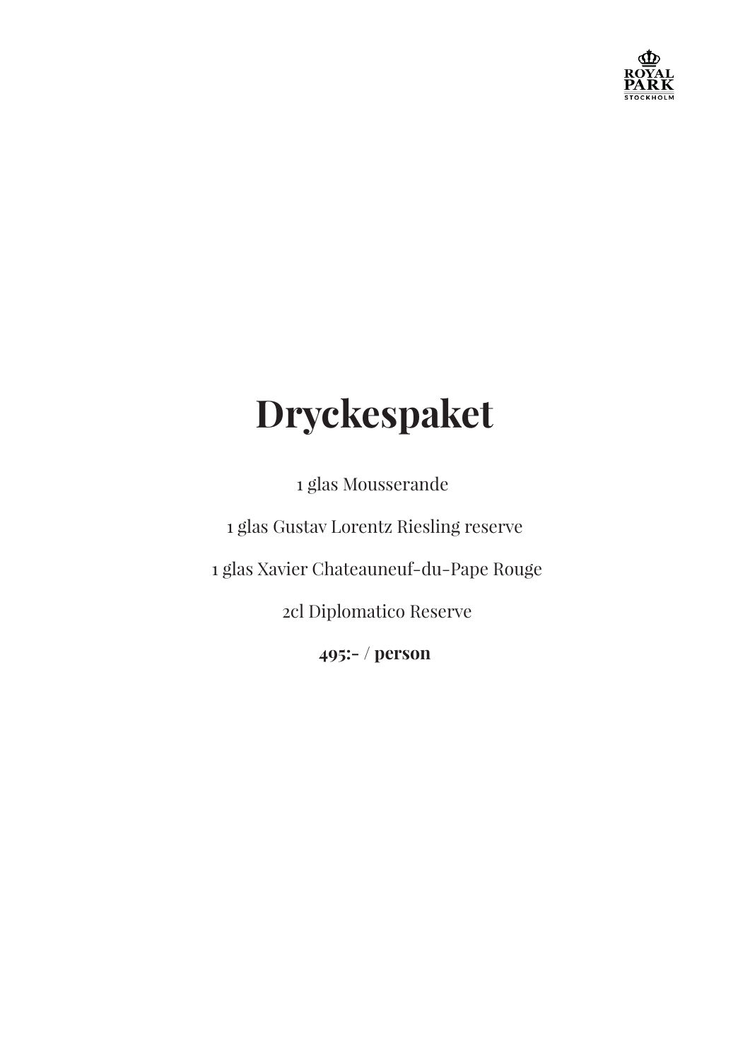# Dryckespaket

1 glas Mousserande

1 glas Gustav Lorentz Riesling reserve

1 glas Xavier Chateauneuf-du-Pape Rouge

2cl Diplomatico Reserve

**495:- / person**